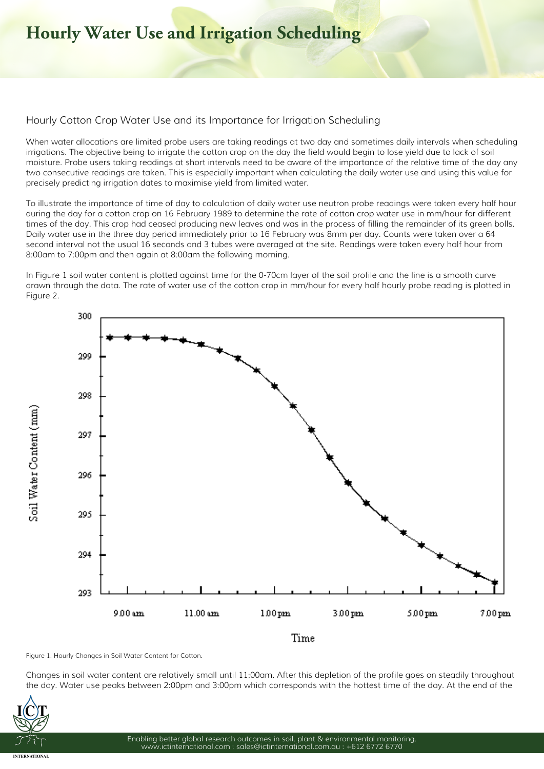# Hourly Water Use and Irrigation Scheduling

## Hourly Cotton Crop Water Use and its Importance for Irrigation Scheduling

When water allocations are limited probe users are taking readings at two day and sometimes daily intervals when scheduling irrigations. The objective being to irrigate the cotton crop on the day the field would begin to lose yield due to lack of soil moisture. Probe users taking readings at short intervals need to be aware of the importance of the relative time of the day any two consecutive readings are taken. This is especially important when calculating the daily water use and using this value for precisely predicting irrigation dates to maximise yield from limited water.

To illustrate the importance of time of day to calculation of daily water use neutron probe readings were taken every half hour during the day for a cotton crop on 16 February 1989 to determine the rate of cotton crop water use in mm/hour for different times of the day. This crop had ceased producing new leaves and was in the process of filling the remainder of its green bolls. Daily water use in the three day period immediately prior to 16 February was 8mm per day. Counts were taken over a 64 second interval not the usual 16 seconds and 3 tubes were averaged at the site. Readings were taken every half hour from 8:00am to 7:00pm and then again at 8:00am the following morning.

In Figure 1 soil water content is plotted against time for the 0-70cm layer of the soil profile and the line is a smooth curve drawn through the data. The rate of water use of the cotton crop in mm/hour for every half hourly probe reading is plotted in Figure 2.

Figure 1. Hourly Changes in Soil Water Content for Cotton.

Changes in soil water content are relatively small until 11:00am. After this depletion of the profile goes on steadily throughout the day. Water use peaks between 2:00pm and 3:00pm which corresponds with the hottest time of the day. At the end of the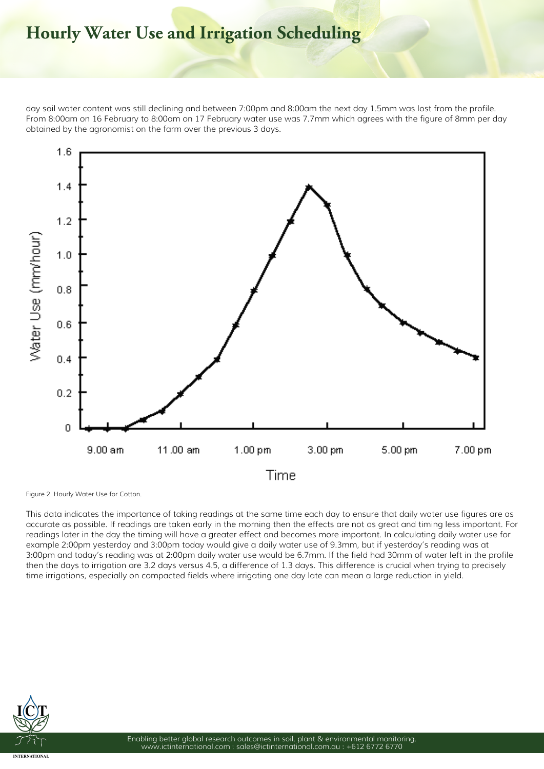# Hourly Water Use and Irrigation Scheduling

day soil water content was still declining and between 7:00pm and 8:00am the next day 1.5mm was lost from the profile. From 8:00am on 16 February to 8:00am on 17 February water use was 7.7mm which agrees with the figure of 8mm per day obtained by the agronomist on the farm over the previous 3 days.

Water Use (mm/hour)

1.6
1.4
1.2
1.0
0.8
0.6
0.4
0.2
0

9.00 am
11.00 am
1.00 pm
3.00 pm
5.00 pm
7.00 pm

Time

Figure 2. Hourly Water Use for Cotton.

This data indicates the importance of taking readings at the same time each day to ensure that daily water use figures are as accurate as possible. If readings are taken early in the morning then the effects are not as great and timing less important. For readings later in the day the timing will have a greater effect and becomes more important. In calculating daily water use for example 2:00pm yesterday and 3:00pm today would give a daily water use of 9.3mm, but if yesterday's reading was at 3:00pm and today's reading was at 2:00pm daily water use would be 6.7mm. If the field had 30mm of water left in the profile then the days to irrigation are 3.2 days versus 4.5, a difference of 1.3 days. This difference is crucial when trying to precisely time irrigations, especially on compacted fields where irrigating one day late can mean a large reduction in yield.